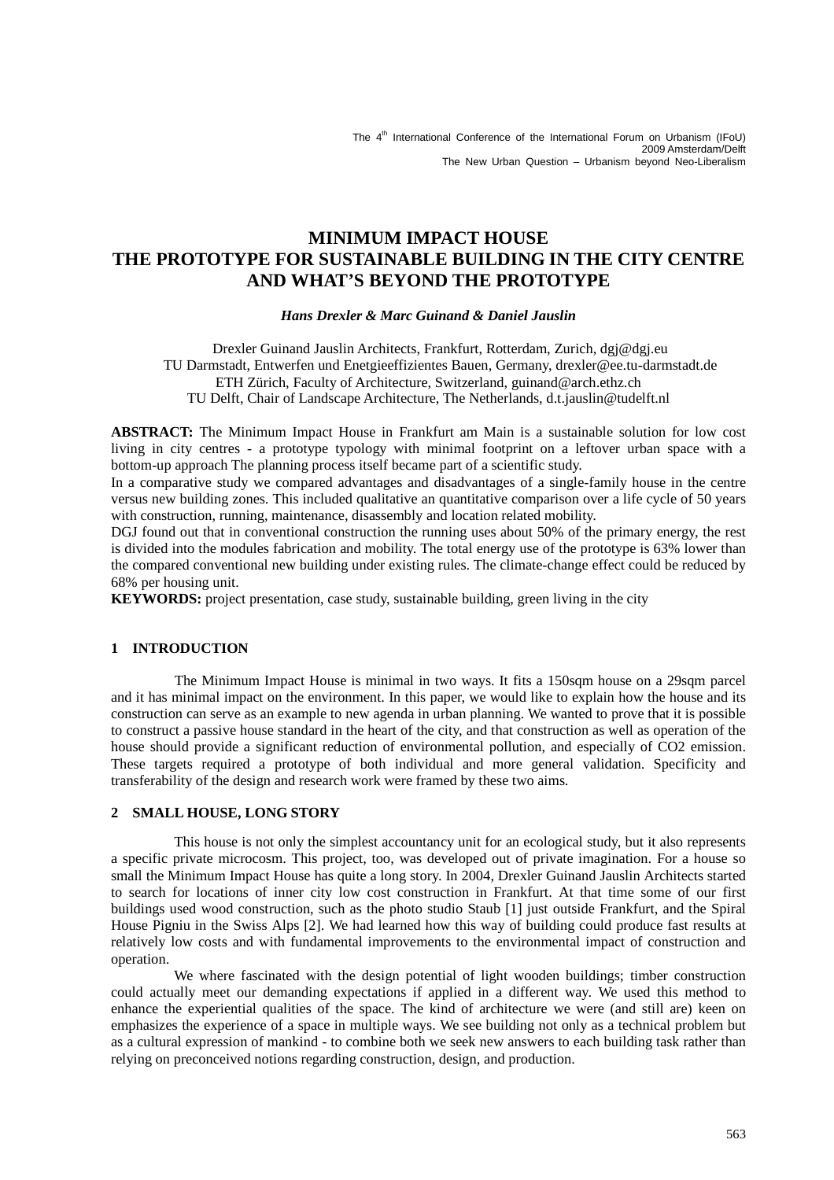# MINIMUM IMPACT HOUSE
# THE PROTOTYPE FOR SUSTAINABLE BUILDING IN THE CITY CENTRE AND WHAT'S BEYOND THE PROTOTYPE

***Hans Drexler & Marc Guinand & Daniel Jauslin***

Drexler Guinand Jauslin Architects, Frankfurt, Rotterdam, Zurich, dgj@dgj.eu
TU Darmstadt, Entwerfen und Enetgieeffizientes Bauen, Germany, drexler@ee.tu-darmstadt.de
ETH Zürich, Faculty of Architecture, Switzerland, guinand@arch.ethz.ch
TU Delft, Chair of Landscape Architecture, The Netherlands, d.t.jauslin@tudelft.nl

**ABSTRACT:** The Minimum Impact House in Frankfurt am Main is a sustainable solution for low cost living in city centres - a prototype typology with minimal footprint on a leftover urban space with a bottom-up approach The planning process itself became part of a scientific study.
In a comparative study we compared advantages and disadvantages of a single-family house in the centre versus new building zones. This included qualitative an quantitative comparison over a life cycle of 50 years with construction, running, maintenance, disassembly and location related mobility.
DGJ found out that in conventional construction the running uses about 50% of the primary energy, the rest is divided into the modules fabrication and mobility. The total energy use of the prototype is 63% lower than the compared conventional new building under existing rules. The climate-change effect could be reduced by 68% per housing unit.
**KEYWORDS:** project presentation, case study, sustainable building, green living in the city

## 1 INTRODUCTION

The Minimum Impact House is minimal in two ways. It fits a 150sqm house on a 29sqm parcel and it has minimal impact on the environment. In this paper, we would like to explain how the house and its construction can serve as an example to new agenda in urban planning. We wanted to prove that it is possible to construct a passive house standard in the heart of the city, and that construction as well as operation of the house should provide a significant reduction of environmental pollution, and especially of $CO_2$ emission. These targets required a prototype of both individual and more general validation. Specificity and transferability of the design and research work were framed by these two aims.

## 2 SMALL HOUSE, LONG STORY

This house is not only the simplest accountancy unit for an ecological study, but it also represents a specific private microcosm. This project, too, was developed out of private imagination. For a house so small the Minimum Impact House has quite a long story. In 2004, Drexler Guinand Jauslin Architects started to search for locations of inner city low cost construction in Frankfurt. At that time some of our first buildings used wood construction, such as the photo studio Staub [1] just outside Frankfurt, and the Spiral House Pigniu in the Swiss Alps [2]. We had learned how this way of building could produce fast results at relatively low costs and with fundamental improvements to the environmental impact of construction and operation.

We where fascinated with the design potential of light wooden buildings; timber construction could actually meet our demanding expectations if applied in a different way. We used this method to enhance the experiential qualities of the space. The kind of architecture we were (and still are) keen on emphasizes the experience of a space in multiple ways. We see building not only as a technical problem but as a cultural expression of mankind - to combine both we seek new answers to each building task rather than relying on preconceived notions regarding construction, design, and production.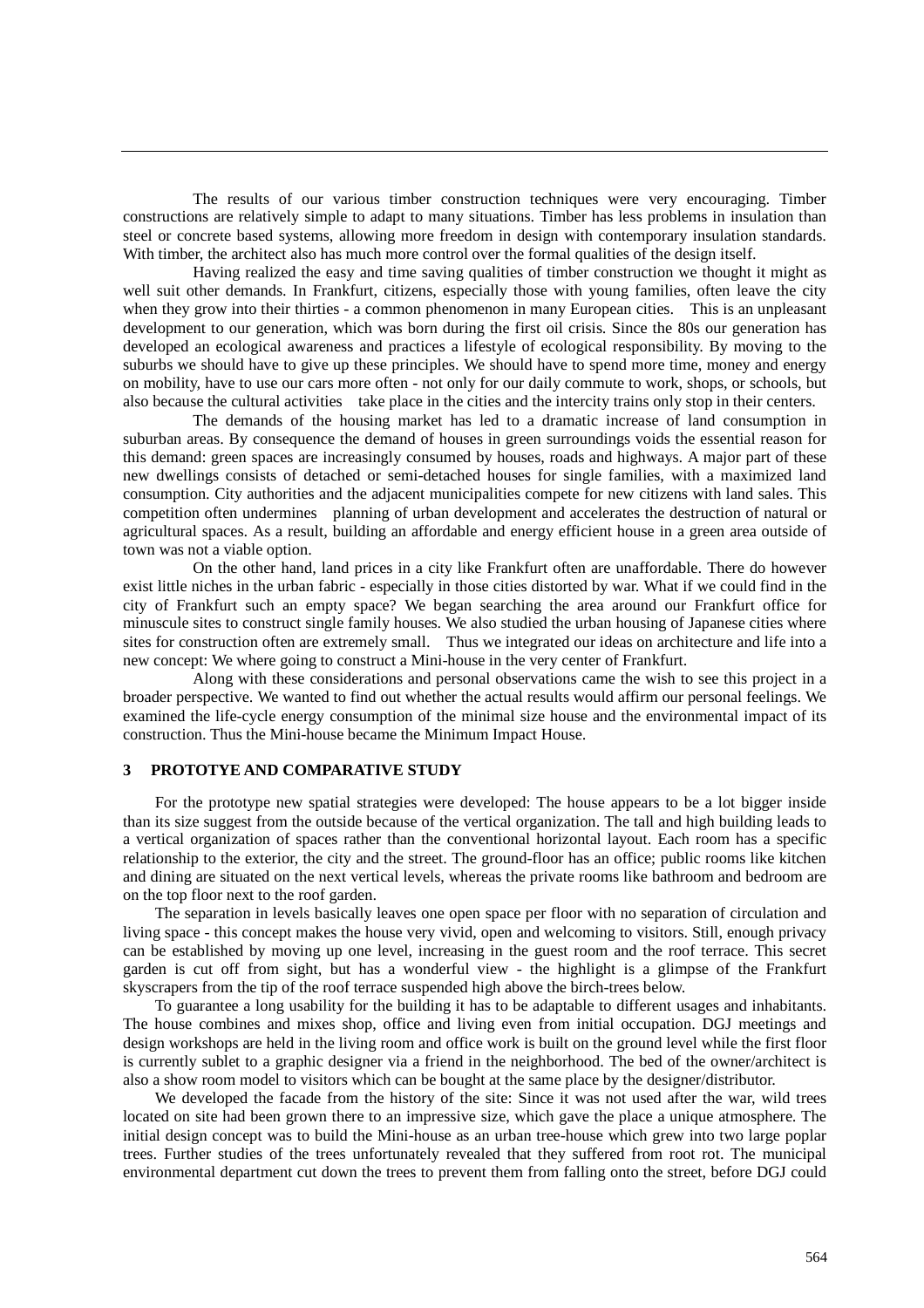The results of our various timber construction techniques were very encouraging. Timber constructions are relatively simple to adapt to many situations. Timber has less problems in insulation than steel or concrete based systems, allowing more freedom in design with contemporary insulation standards. With timber, the architect also has much more control over the formal qualities of the design itself.

Having realized the easy and time saving qualities of timber construction we thought it might as well suit other demands. In Frankfurt, citizens, especially those with young families, often leave the city when they grow into their thirties - a common phenomenon in many European cities. This is an unpleasant development to our generation, which was born during the first oil crisis. Since the 80s our generation has developed an ecological awareness and practices a lifestyle of ecological responsibility. By moving to the suburbs we should have to give up these principles. We should have to spend more time, money and energy on mobility, have to use our cars more often - not only for our daily commute to work, shops, or schools, but also because the cultural activities take place in the cities and the intercity trains only stop in their centers.

The demands of the housing market has led to a dramatic increase of land consumption in suburban areas. By consequence the demand of houses in green surroundings voids the essential reason for this demand: green spaces are increasingly consumed by houses, roads and highways. A major part of these new dwellings consists of detached or semi-detached houses for single families, with a maximized land consumption. City authorities and the adjacent municipalities compete for new citizens with land sales. This competition often undermines planning of urban development and accelerates the destruction of natural or agricultural spaces. As a result, building an affordable and energy efficient house in a green area outside of town was not a viable option.

On the other hand, land prices in a city like Frankfurt often are unaffordable. There do however exist little niches in the urban fabric - especially in those cities distorted by war. What if we could find in the city of Frankfurt such an empty space? We began searching the area around our Frankfurt office for minuscule sites to construct single family houses. We also studied the urban housing of Japanese cities where sites for construction often are extremely small. Thus we integrated our ideas on architecture and life into a new concept: We where going to construct a Mini-house in the very center of Frankfurt.

Along with these considerations and personal observations came the wish to see this project in a broader perspective. We wanted to find out whether the actual results would affirm our personal feelings. We examined the life-cycle energy consumption of the minimal size house and the environmental impact of its construction. Thus the Mini-house became the Minimum Impact House.

## 3 PROTOTYE AND COMPARATIVE STUDY

For the prototype new spatial strategies were developed: The house appears to be a lot bigger inside than its size suggest from the outside because of the vertical organization. The tall and high building leads to a vertical organization of spaces rather than the conventional horizontal layout. Each room has a specific relationship to the exterior, the city and the street. The ground-floor has an office; public rooms like kitchen and dining are situated on the next vertical levels, whereas the private rooms like bathroom and bedroom are on the top floor next to the roof garden.

The separation in levels basically leaves one open space per floor with no separation of circulation and living space - this concept makes the house very vivid, open and welcoming to visitors. Still, enough privacy can be established by moving up one level, increasing in the guest room and the roof terrace. This secret garden is cut off from sight, but has a wonderful view - the highlight is a glimpse of the Frankfurt skyscrapers from the tip of the roof terrace suspended high above the birch-trees below.

To guarantee a long usability for the building it has to be adaptable to different usages and inhabitants. The house combines and mixes shop, office and living even from initial occupation. DGJ meetings and design workshops are held in the living room and office work is built on the ground level while the first floor is currently sublet to a graphic designer via a friend in the neighborhood. The bed of the owner/architect is also a show room model to visitors which can be bought at the same place by the designer/distributor.

We developed the facade from the history of the site: Since it was not used after the war, wild trees located on site had been grown there to an impressive size, which gave the place a unique atmosphere. The initial design concept was to build the Mini-house as an urban tree-house which grew into two large poplar trees. Further studies of the trees unfortunately revealed that they suffered from root rot. The municipal environmental department cut down the trees to prevent them from falling onto the street, before DGJ could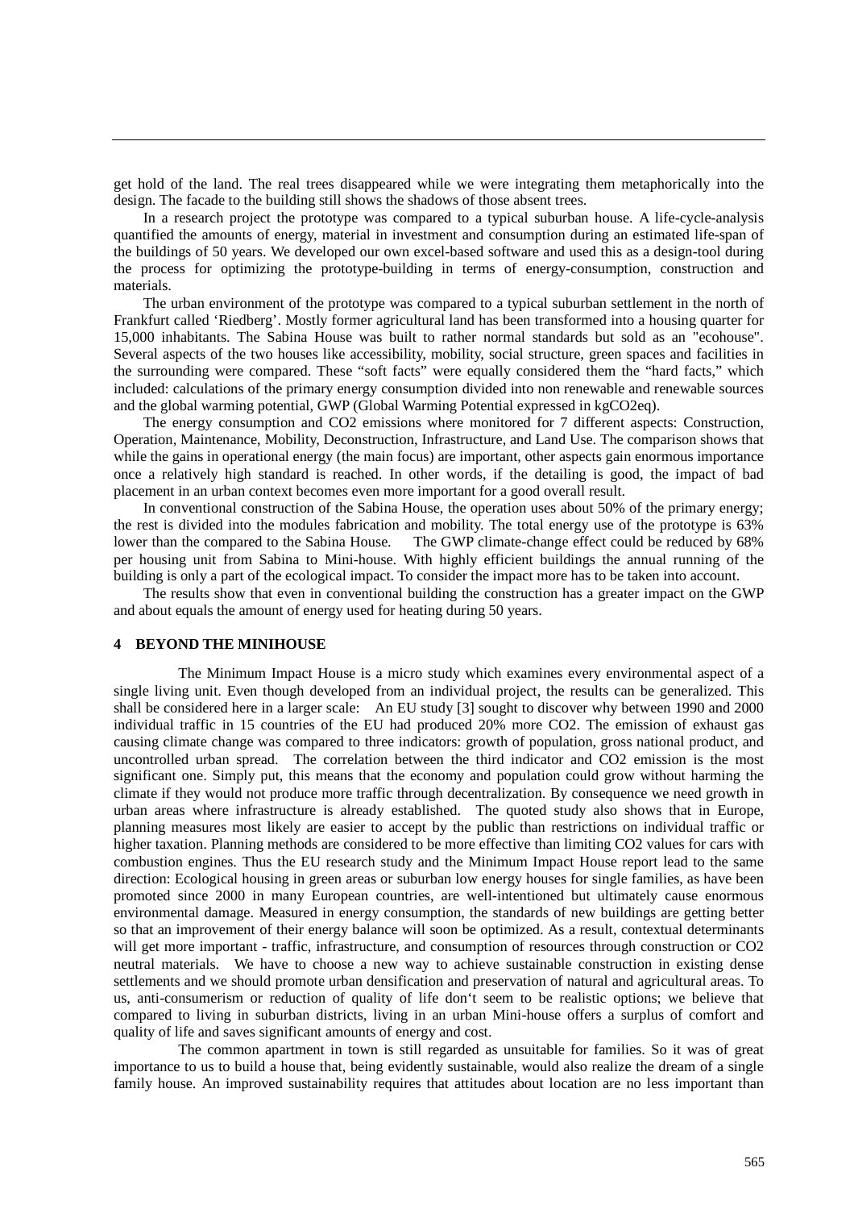get hold of the land. The real trees disappeared while we were integrating them metaphorically into the design. The facade to the building still shows the shadows of those absent trees.

In a research project the prototype was compared to a typical suburban house. A life-cycle-analysis quantified the amounts of energy, material in investment and consumption during an estimated life-span of the buildings of 50 years. We developed our own excel-based software and used this as a design-tool during the process for optimizing the prototype-building in terms of energy-consumption, construction and materials.

The urban environment of the prototype was compared to a typical suburban settlement in the north of Frankfurt called 'Riedberg'. Mostly former agricultural land has been transformed into a housing quarter for 15,000 inhabitants. The Sabina House was built to rather normal standards but sold as an "ecohouse". Several aspects of the two houses like accessibility, mobility, social structure, green spaces and facilities in the surrounding were compared. These "soft facts" were equally considered them the "hard facts," which included: calculations of the primary energy consumption divided into non renewable and renewable sources and the global warming potential, GWP (Global Warming Potential expressed in kgCO2eq).

The energy consumption and CO2 emissions where monitored for 7 different aspects: Construction, Operation, Maintenance, Mobility, Deconstruction, Infrastructure, and Land Use. The comparison shows that while the gains in operational energy (the main focus) are important, other aspects gain enormous importance once a relatively high standard is reached. In other words, if the detailing is good, the impact of bad placement in an urban context becomes even more important for a good overall result.

In conventional construction of the Sabina House, the operation uses about 50% of the primary energy; the rest is divided into the modules fabrication and mobility. The total energy use of the prototype is 63% lower than the compared to the Sabina House. The GWP climate-change effect could be reduced by 68% per housing unit from Sabina to Mini-house. With highly efficient buildings the annual running of the building is only a part of the ecological impact. To consider the impact more has to be taken into account.

The results show that even in conventional building the construction has a greater impact on the GWP and about equals the amount of energy used for heating during 50 years.

## 4 BEYOND THE MINIHOUSE

The Minimum Impact House is a micro study which examines every environmental aspect of a single living unit. Even though developed from an individual project, the results can be generalized. This shall be considered here in a larger scale: An EU study [3] sought to discover why between 1990 and 2000 individual traffic in 15 countries of the EU had produced 20% more CO2. The emission of exhaust gas causing climate change was compared to three indicators: growth of population, gross national product, and uncontrolled urban spread. The correlation between the third indicator and CO2 emission is the most significant one. Simply put, this means that the economy and population could grow without harming the climate if they would not produce more traffic through decentralization. By consequence we need growth in urban areas where infrastructure is already established. The quoted study also shows that in Europe, planning measures most likely are easier to accept by the public than restrictions on individual traffic or higher taxation. Planning methods are considered to be more effective than limiting CO2 values for cars with combustion engines. Thus the EU research study and the Minimum Impact House report lead to the same direction: Ecological housing in green areas or suburban low energy houses for single families, as have been promoted since 2000 in many European countries, are well-intentioned but ultimately cause enormous environmental damage. Measured in energy consumption, the standards of new buildings are getting better so that an improvement of their energy balance will soon be optimized. As a result, contextual determinants will get more important - traffic, infrastructure, and consumption of resources through construction or CO2 neutral materials. We have to choose a new way to achieve sustainable construction in existing dense settlements and we should promote urban densification and preservation of natural and agricultural areas. To us, anti-consumerism or reduction of quality of life don't seem to be realistic options; we believe that compared to living in suburban districts, living in an urban Mini-house offers a surplus of comfort and quality of life and saves significant amounts of energy and cost.

The common apartment in town is still regarded as unsuitable for families. So it was of great importance to us to build a house that, being evidently sustainable, would also realize the dream of a single family house. An improved sustainability requires that attitudes about location are no less important than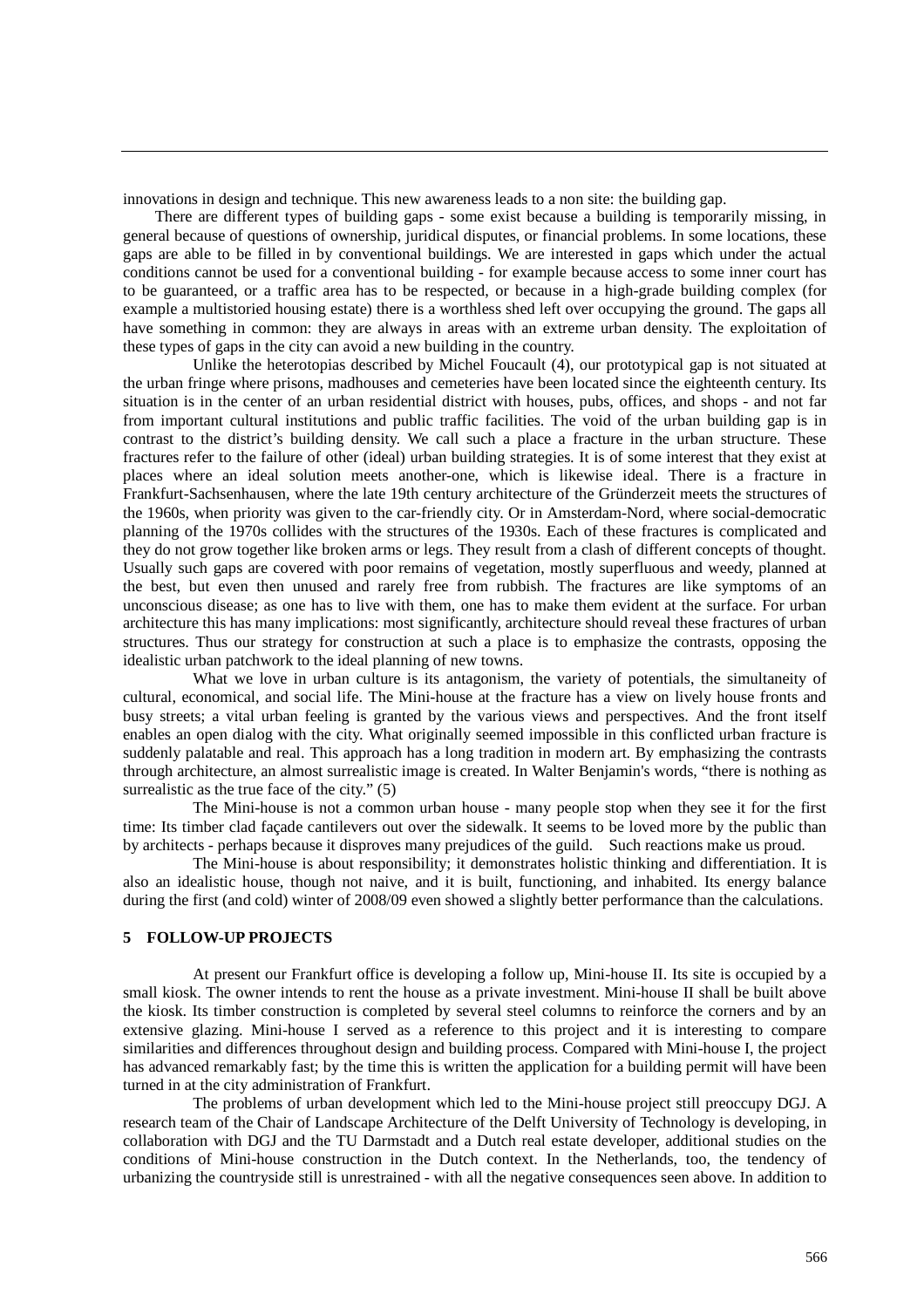innovations in design and technique. This new awareness leads to a non site: the building gap.

There are different types of building gaps - some exist because a building is temporarily missing, in general because of questions of ownership, juridical disputes, or financial problems. In some locations, these gaps are able to be filled in by conventional buildings. We are interested in gaps which under the actual conditions cannot be used for a conventional building - for example because access to some inner court has to be guaranteed, or a traffic area has to be respected, or because in a high-grade building complex (for example a multistoried housing estate) there is a worthless shed left over occupying the ground. The gaps all have something in common: they are always in areas with an extreme urban density. The exploitation of these types of gaps in the city can avoid a new building in the country.

Unlike the heterotopias described by Michel Foucault (4), our prototypical gap is not situated at the urban fringe where prisons, madhouses and cemeteries have been located since the eighteenth century. Its situation is in the center of an urban residential district with houses, pubs, offices, and shops - and not far from important cultural institutions and public traffic facilities. The void of the urban building gap is in contrast to the district's building density. We call such a place a fracture in the urban structure. These fractures refer to the failure of other (ideal) urban building strategies. It is of some interest that they exist at places where an ideal solution meets another-one, which is likewise ideal. There is a fracture in Frankfurt-Sachsenhausen, where the late 19th century architecture of the Gründerzeit meets the structures of the 1960s, when priority was given to the car-friendly city. Or in Amsterdam-Nord, where social-democratic planning of the 1970s collides with the structures of the 1930s. Each of these fractures is complicated and they do not grow together like broken arms or legs. They result from a clash of different concepts of thought. Usually such gaps are covered with poor remains of vegetation, mostly superfluous and weedy, planned at the best, but even then unused and rarely free from rubbish. The fractures are like symptoms of an unconscious disease; as one has to live with them, one has to make them evident at the surface. For urban architecture this has many implications: most significantly, architecture should reveal these fractures of urban structures. Thus our strategy for construction at such a place is to emphasize the contrasts, opposing the idealistic urban patchwork to the ideal planning of new towns.

What we love in urban culture is its antagonism, the variety of potentials, the simultaneity of cultural, economical, and social life. The Mini-house at the fracture has a view on lively house fronts and busy streets; a vital urban feeling is granted by the various views and perspectives. And the front itself enables an open dialog with the city. What originally seemed impossible in this conflicted urban fracture is suddenly palatable and real. This approach has a long tradition in modern art. By emphasizing the contrasts through architecture, an almost surrealistic image is created. In Walter Benjamin's words, "there is nothing as surrealistic as the true face of the city." (5)

The Mini-house is not a common urban house - many people stop when they see it for the first time: Its timber clad façade cantilevers out over the sidewalk. It seems to be loved more by the public than by architects - perhaps because it disproves many prejudices of the guild. Such reactions make us proud.

The Mini-house is about responsibility; it demonstrates holistic thinking and differentiation. It is also an idealistic house, though not naive, and it is built, functioning, and inhabited. Its energy balance during the first (and cold) winter of 2008/09 even showed a slightly better performance than the calculations.

## 5 FOLLOW-UP PROJECTS

At present our Frankfurt office is developing a follow up, Mini-house II. Its site is occupied by a small kiosk. The owner intends to rent the house as a private investment. Mini-house II shall be built above the kiosk. Its timber construction is completed by several steel columns to reinforce the corners and by an extensive glazing. Mini-house I served as a reference to this project and it is interesting to compare similarities and differences throughout design and building process. Compared with Mini-house I, the project has advanced remarkably fast; by the time this is written the application for a building permit will have been turned in at the city administration of Frankfurt.

The problems of urban development which led to the Mini-house project still preoccupy DGJ. A research team of the Chair of Landscape Architecture of the Delft University of Technology is developing, in collaboration with DGJ and the TU Darmstadt and a Dutch real estate developer, additional studies on the conditions of Mini-house construction in the Dutch context. In the Netherlands, too, the tendency of urbanizing the countryside still is unrestrained - with all the negative consequences seen above. In addition to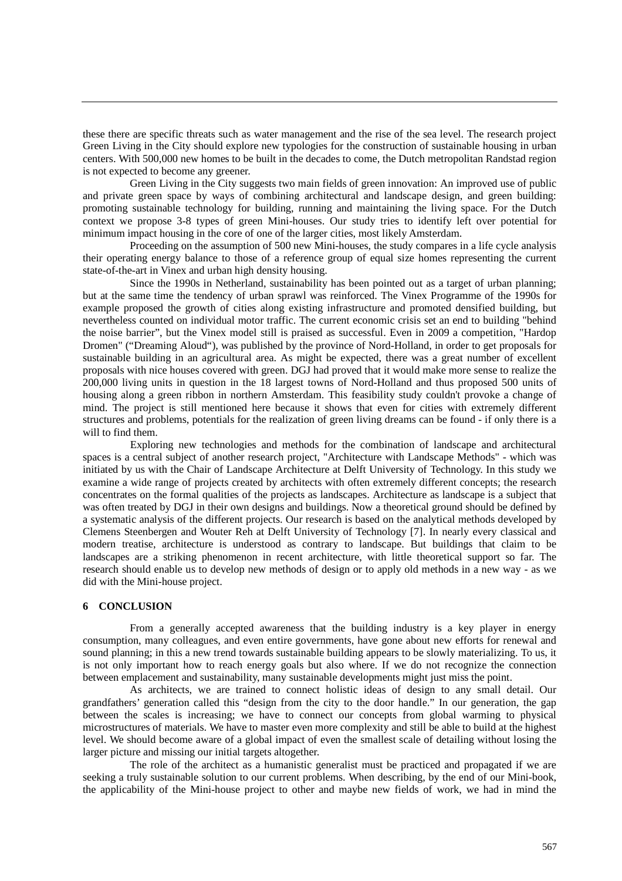these there are specific threats such as water management and the rise of the sea level. The research project Green Living in the City should explore new typologies for the construction of sustainable housing in urban centers. With 500,000 new homes to be built in the decades to come, the Dutch metropolitan Randstad region is not expected to become any greener.

Green Living in the City suggests two main fields of green innovation: An improved use of public and private green space by ways of combining architectural and landscape design, and green building: promoting sustainable technology for building, running and maintaining the living space. For the Dutch context we propose 3-8 types of green Mini-houses. Our study tries to identify left over potential for minimum impact housing in the core of one of the larger cities, most likely Amsterdam.

Proceeding on the assumption of 500 new Mini-houses, the study compares in a life cycle analysis their operating energy balance to those of a reference group of equal size homes representing the current state-of-the-art in Vinex and urban high density housing.

Since the 1990s in Netherland, sustainability has been pointed out as a target of urban planning; but at the same time the tendency of urban sprawl was reinforced. The Vinex Programme of the 1990s for example proposed the growth of cities along existing infrastructure and promoted densified building, but nevertheless counted on individual motor traffic. The current economic crisis set an end to building "behind the noise barrier", but the Vinex model still is praised as successful. Even in 2009 a competition, "Hardop Dromen" ("Dreaming Aloud"), was published by the province of Nord-Holland, in order to get proposals for sustainable building in an agricultural area. As might be expected, there was a great number of excellent proposals with nice houses covered with green. DGJ had proved that it would make more sense to realize the 200,000 living units in question in the 18 largest towns of Nord-Holland and thus proposed 500 units of housing along a green ribbon in northern Amsterdam. This feasibility study couldn't provoke a change of mind. The project is still mentioned here because it shows that even for cities with extremely different structures and problems, potentials for the realization of green living dreams can be found - if only there is a will to find them.

Exploring new technologies and methods for the combination of landscape and architectural spaces is a central subject of another research project, "Architecture with Landscape Methods" - which was initiated by us with the Chair of Landscape Architecture at Delft University of Technology. In this study we examine a wide range of projects created by architects with often extremely different concepts; the research concentrates on the formal qualities of the projects as landscapes. Architecture as landscape is a subject that was often treated by DGJ in their own designs and buildings. Now a theoretical ground should be defined by a systematic analysis of the different projects. Our research is based on the analytical methods developed by Clemens Steenbergen and Wouter Reh at Delft University of Technology [7]. In nearly every classical and modern treatise, architecture is understood as contrary to landscape. But buildings that claim to be landscapes are a striking phenomenon in recent architecture, with little theoretical support so far. The research should enable us to develop new methods of design or to apply old methods in a new way - as we did with the Mini-house project.

## 6 CONCLUSION

From a generally accepted awareness that the building industry is a key player in energy consumption, many colleagues, and even entire governments, have gone about new efforts for renewal and sound planning; in this a new trend towards sustainable building appears to be slowly materializing. To us, it is not only important how to reach energy goals but also where. If we do not recognize the connection between emplacement and sustainability, many sustainable developments might just miss the point.

As architects, we are trained to connect holistic ideas of design to any small detail. Our grandfathers' generation called this "design from the city to the door handle." In our generation, the gap between the scales is increasing; we have to connect our concepts from global warming to physical microstructures of materials. We have to master even more complexity and still be able to build at the highest level. We should become aware of a global impact of even the smallest scale of detailing without losing the larger picture and missing our initial targets altogether.

The role of the architect as a humanistic generalist must be practiced and propagated if we are seeking a truly sustainable solution to our current problems. When describing, by the end of our Mini-book, the applicability of the Mini-house project to other and maybe new fields of work, we had in mind the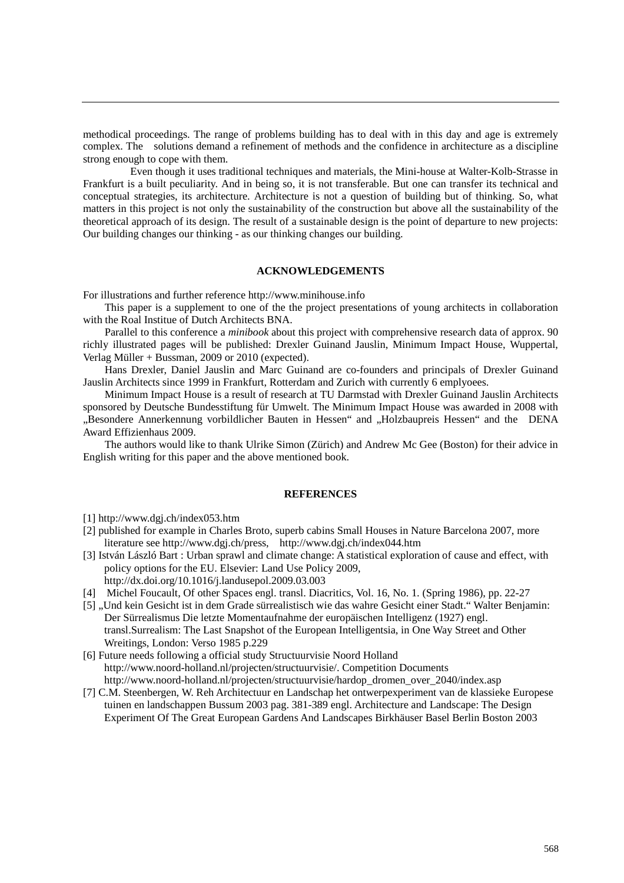methodical proceedings. The range of problems building has to deal with in this day and age is extremely complex. The solutions demand a refinement of methods and the confidence in architecture as a discipline strong enough to cope with them.

Even though it uses traditional techniques and materials, the Mini-house at Walter-Kolb-Strasse in Frankfurt is a built peculiarity. And in being so, it is not transferable. But one can transfer its technical and conceptual strategies, its architecture. Architecture is not a question of building but of thinking. So, what matters in this project is not only the sustainability of the construction but above all the sustainability of the theoretical approach of its design. The result of a sustainable design is the point of departure to new projects: Our building changes our thinking - as our thinking changes our building.

## ACKNOWLEDGEMENTS

For illustrations and further reference http://www.minihouse.info

This paper is a supplement to one of the the project presentations of young architects in collaboration with the Roal Institue of Dutch Architects BNA.

Parallel to this conference a *minibook* about this project with comprehensive research data of approx. 90 richly illustrated pages will be published: Drexler Guinand Jauslin, Minimum Impact House, Wuppertal, Verlag Müller + Bussman, 2009 or 2010 (expected).

Hans Drexler, Daniel Jauslin and Marc Guinand are co-founders and principals of Drexler Guinand Jauslin Architects since 1999 in Frankfurt, Rotterdam and Zurich with currently 6 emplyoees.

Minimum Impact House is a result of research at TU Darmstad with Drexler Guinand Jauslin Architects sponsored by Deutsche Bundesstiftung für Umwelt. The Minimum Impact House was awarded in 2008 with „Besondere Annerkennung vorbildlicher Bauten in Hessen“ and „Holzbaupreis Hessen“ and the DENA Award Effizienhaus 2009.

The authors would like to thank Ulrike Simon (Zürich) and Andrew Mc Gee (Boston) for their advice in English writing for this paper and the above mentioned book.

## REFERENCES

[1] http://www.dgj.ch/index053.htm

[2] published for example in Charles Broto, superb cabins Small Houses in Nature Barcelona 2007, more literature see http://www.dgj.ch/press, http://www.dgj.ch/index044.htm

[3] István László Bart : Urban sprawl and climate change: A statistical exploration of cause and effect, with policy options for the EU. Elsevier: Land Use Policy 2009, http://dx.doi.org/10.1016/j.landusepol.2009.03.003

[4] Michel Foucault, Of other Spaces engl. transl. Diacritics, Vol. 16, No. 1. (Spring 1986), pp. 22-27

[5] „Und kein Gesicht ist in dem Grade sürrealistisch wie das wahre Gesicht einer Stadt.“ Walter Benjamin: Der Sürrealismus Die letzte Momentaufnahme der europäischen Intelligenz (1927) engl. transl.Surrealism: The Last Snapshot of the European Intelligentsia, in One Way Street and Other Wreitings, London: Verso 1985 p.229

[6] Future needs following a official study Structuurvisie Noord Holland http://www.noord-holland.nl/projecten/structuurvisie/. Competition Documents http://www.noord-holland.nl/projecten/structuurvisie/hardop_dromen_over_2040/index.asp

[7] C.M. Steenbergen, W. Reh Architectuur en Landschap het ontwerpexperiment van de klassieke Europese tuinen en landschappen Bussum 2003 pag. 381-389 engl. Architecture and Landscape: The Design Experiment Of The Great European Gardens And Landscapes Birkhäuser Basel Berlin Boston 2003